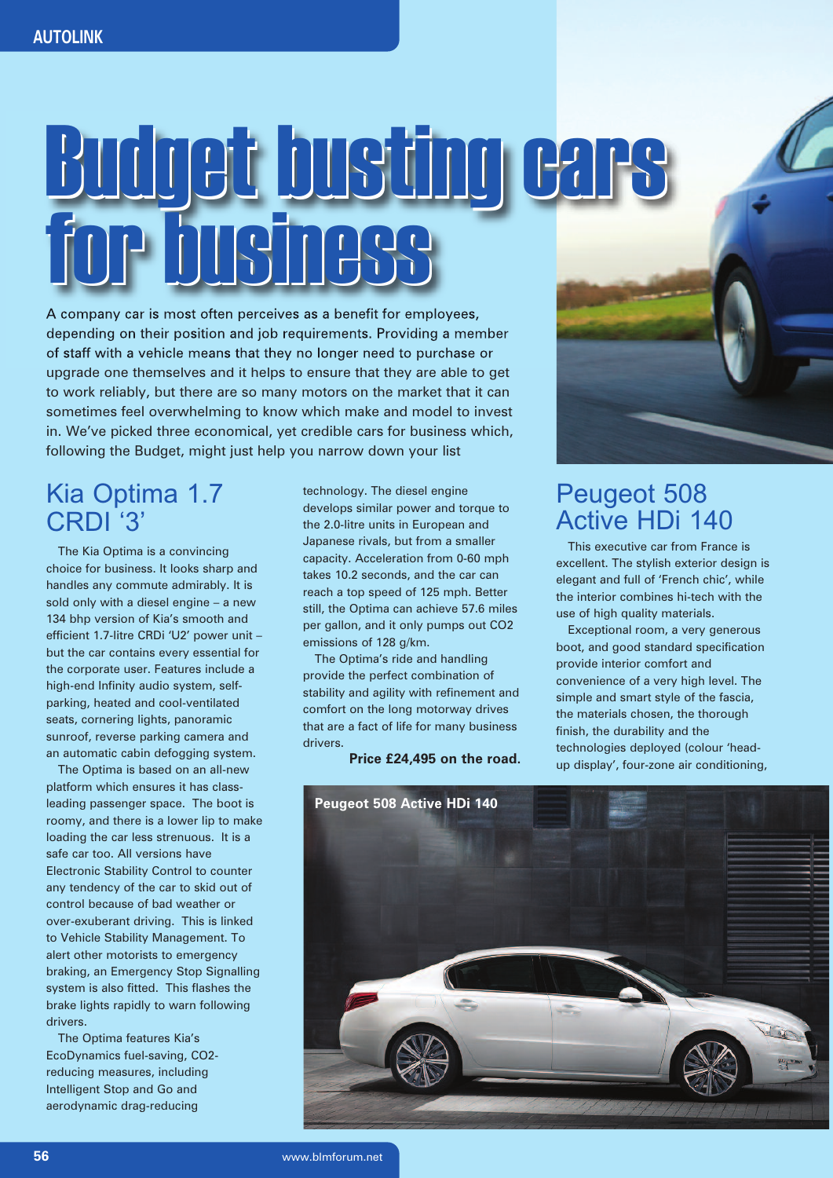# Budget busting cars for business

A company car is most often perceives as a benefit for employees, depending on their position and job requirements. Providing a member of staff with a vehicle means that they no longer need to purchase or upgrade one themselves and it helps to ensure that they are able to get to work reliably, but there are so many motors on the market that it can sometimes feel overwhelming to know which make and model to invest in. We've picked three economical, yet credible cars for business which, following the Budget, might just help you narrow down your list

## Kia Optima 1.7 CRDI '3'

The Kia Optima is a convincing choice for business. It looks sharp and handles any commute admirably. It is sold only with a diesel engine – a new 134 bhp version of Kia's smooth and efficient 1.7-litre CRDi 'U2' power unit – but the car contains every essential for the corporate user. Features include a high-end Infinity audio system, self-parking, heated and cool-ventilated seats, cornering lights, panoramic sunroof, reverse parking camera and an automatic cabin defogging system.

The Optima is based on an all-new platform which ensures it has class-leading passenger space. The boot is roomy, and there is a lower lip to make loading the car less strenuous. It is a safe car too. All versions have Electronic Stability Control to counter any tendency of the car to skid out of control because of bad weather or over-exuberant driving. This is linked to Vehicle Stability Management. To alert other motorists to emergency braking, an Emergency Stop Signalling system is also fitted. This flashes the brake lights rapidly to warn following drivers.

The Optima features Kia's EcoDynamics fuel-saving, $CO_2$-reducing measures, including Intelligent Stop and Go and aerodynamic drag-reducing technology. The diesel engine develops similar power and torque to the 2.0-litre units in European and Japanese rivals, but from a smaller capacity. Acceleration from 0-60 mph takes 10.2 seconds, and the car can reach a top speed of 125 mph. Better still, the Optima can achieve 57.6 miles per gallon, and it only pumps out $CO_2$ emissions of 128 g/km.

The Optima's ride and handling provide the perfect combination of stability and agility with refinement and comfort on the long motorway drives that are a fact of life for many business drivers.

**Price £24,495 on the road.**

## Peugeot 508 Active HDi 140

This executive car from France is excellent. The stylish exterior design is elegant and full of 'French chic', while the interior combines hi-tech with the use of high quality materials.

Exceptional room, a very generous boot, and good standard specification provide interior comfort and convenience of a very high level. The simple and smart style of the fascia, the materials chosen, the thorough finish, the durability and the technologies deployed (colour 'head-up display', four-zone air conditioning,

Peugeot 508 Active HDi 140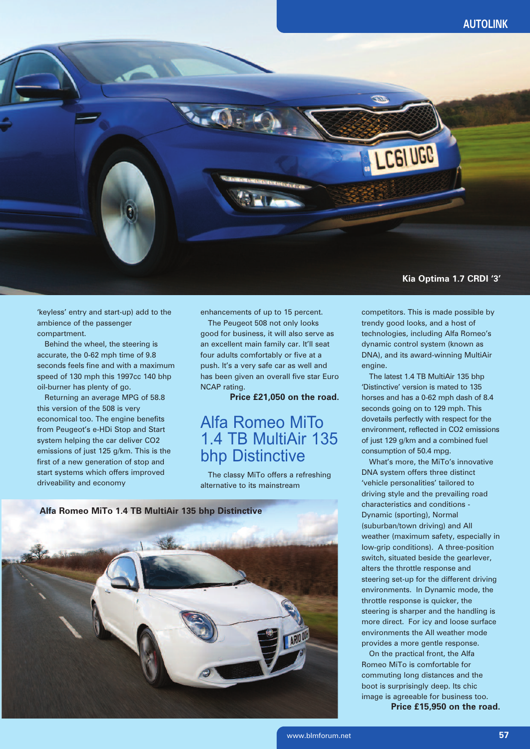Kia Optima 1.7 CRDI '3'

'keyless' entry and start-up) add to the ambience of the passenger compartment.

Behind the wheel, the steering is accurate, the 0-62 mph time of 9.8 seconds feels fine and with a maximum speed of 130 mph this 1997cc 140 bhp oil-burner has plenty of go.

Returning an average MPG of 58.8 this version of the 508 is very economical too. The engine benefits from Peugeot's e-HDi Stop and Start system helping the car deliver CO2 emissions of just 125 g/km. This is the first of a new generation of stop and start systems which offers improved driveability and economy enhancements of up to 15 percent.

The Peugeot 508 not only looks good for business, it will also serve as an excellent main family car. It'll seat four adults comfortably or five at a push. It's a very safe car as well and has been given an overall five star Euro NCAP rating.

**Price £21,050 on the road.**

## Alfa Romeo MiTo 1.4 TB MultiAir 135 bhp Distinctive

The classy MiTo offers a refreshing alternative to its mainstream competitors. This is made possible by trendy good looks, and a host of technologies, including Alfa Romeo's dynamic control system (known as DNA), and its award-winning MultiAir engine.

**Alfa Romeo MiTo 1.4 TB MultiAir 135 bhp Distinctive**

The latest 1.4 TB MultiAir 135 bhp 'Distinctive' version is mated to 135 horses and has a 0-62 mph dash of 8.4 seconds going on to 129 mph. This dovetails perfectly with respect for the environment, reflected in CO2 emissions of just 129 g/km and a combined fuel consumption of 50.4 mpg.

What's more, the MiTo's innovative DNA system offers three distinct 'vehicle personalities' tailored to driving style and the prevailing road characteristics and conditions - Dynamic (sporting), Normal (suburban/town driving) and All weather (maximum safety, especially in low-grip conditions). A three-position switch, situated beside the gearlever, alters the throttle response and steering set-up for the different driving environments. In Dynamic mode, the throttle response is quicker, the steering is sharper and the handling is more direct. For icy and loose surface environments the All weather mode provides a more gentle response.

On the practical front, the Alfa Romeo MiTo is comfortable for commuting long distances and the boot is surprisingly deep. Its chic image is agreeable for business too.

**Price £15,950 on the road.**